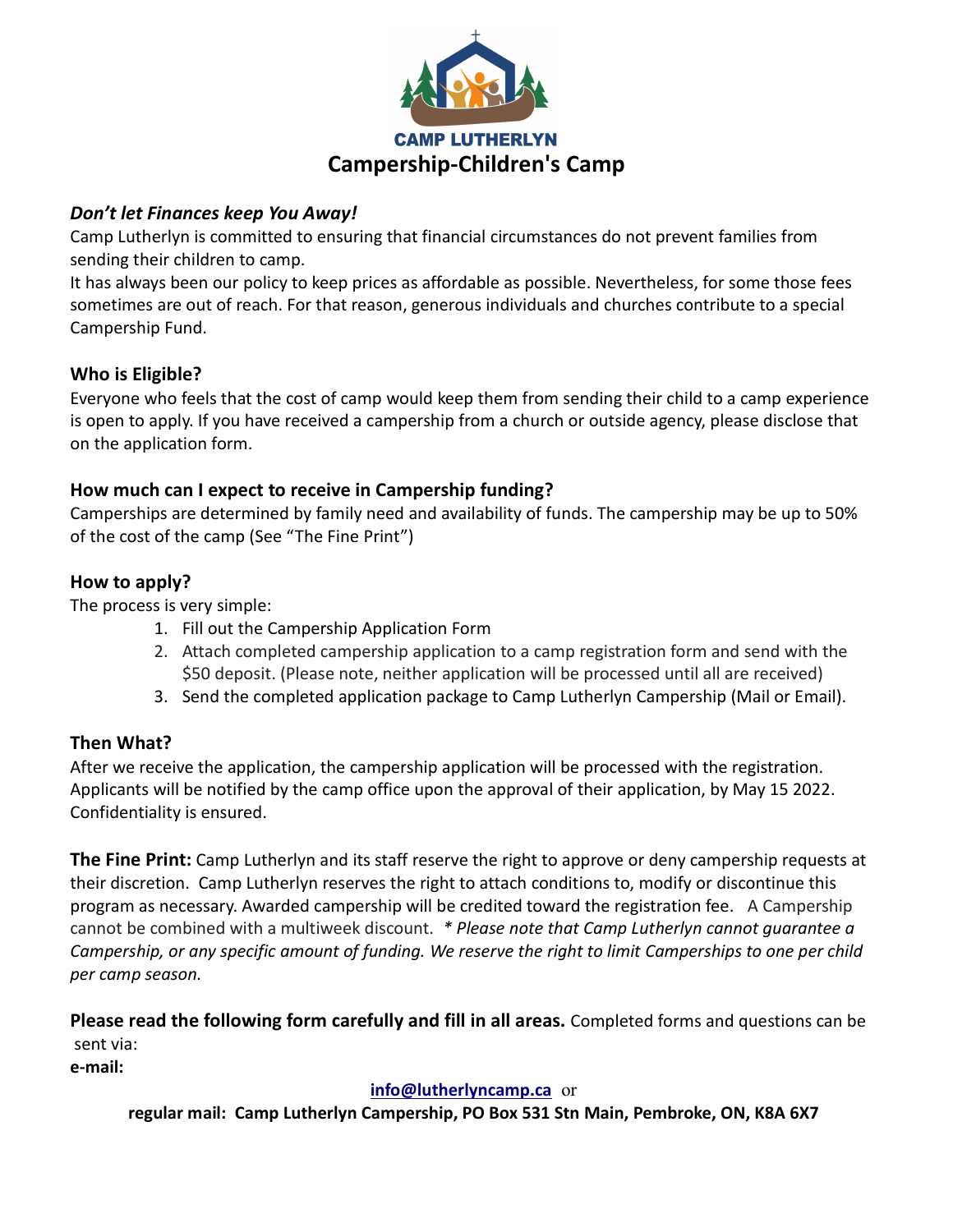CAMP LUTHERLYN

# Campership-Children's Camp

### *Don't let Finances keep You Away!*

Camp Lutherlyn is committed to ensuring that financial circumstances do not prevent families from sending their children to camp.

It has always been our policy to keep prices as affordable as possible. Nevertheless, for some those fees sometimes are out of reach. For that reason, generous individuals and churches contribute to a special Campership Fund.

### Who is Eligible?

Everyone who feels that the cost of camp would keep them from sending their child to a camp experience is open to apply. If you have received a campership from a church or outside agency, please disclose that on the application form.

### How much can I expect to receive in Campership funding?

Camperships are determined by family need and availability of funds. The campership may be up to 50% of the cost of the camp (See "The Fine Print")

### How to apply?

The process is very simple:

1. Fill out the Campership Application Form
2. Attach completed campership application to a camp registration form and send with the $50 deposit. (Please note, neither application will be processed until all are received)
3. Send the completed application package to Camp Lutherlyn Campership (Mail or Email).

### Then What?

After we receive the application, the campership application will be processed with the registration. Applicants will be notified by the camp office upon the approval of their application, by May 15 2022. Confidentiality is ensured.

**The Fine Print:** Camp Lutherlyn and its staff reserve the right to approve or deny campership requests at their discretion. Camp Lutherlyn reserves the right to attach conditions to, modify or discontinue this program as necessary. Awarded campership will be credited toward the registration fee. A Campership cannot be combined with a multiweek discount. *\* Please note that Camp Lutherlyn cannot guarantee a Campership, or any specific amount of funding. We reserve the right to limit Camperships to one per child per camp season.*

**Please read the following form carefully and fill in all areas.** Completed forms and questions can be sent via:

**e-mail:**

**info@lutherlyncamp.ca** or

**regular mail: Camp Lutherlyn Campership, PO Box 531 Stn Main, Pembroke, ON, K8A 6X7**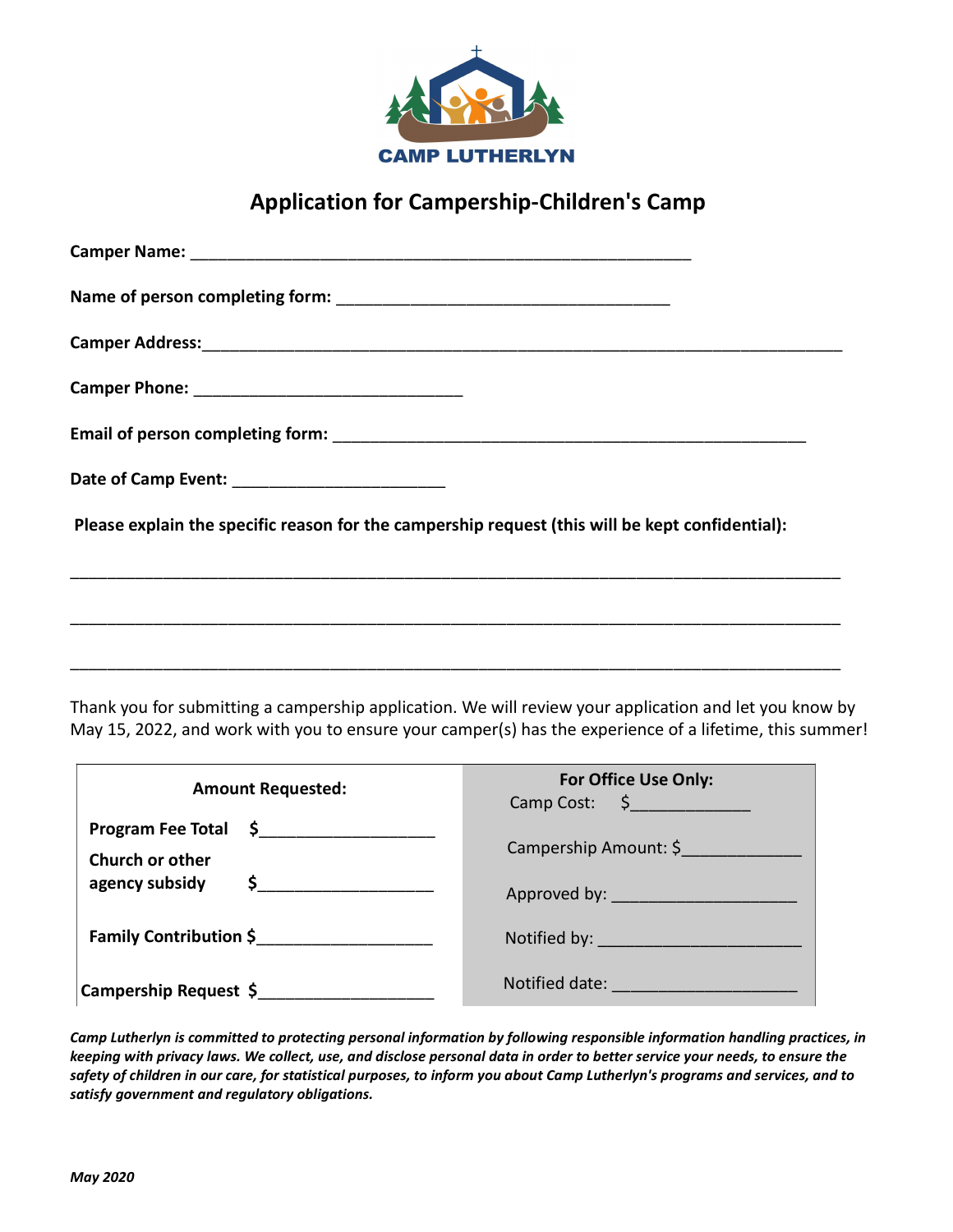CAMP LUTHERLYN

## Application for Campership-Children's Camp

**Camper Name:** ____________________________________________________

**Name of person completing form:** ____________________________________

**Camper Address:** ______________________________________________________________________

**Camper Phone:** ____________________________

**Email of person completing form:** ____________________________________________________

**Date of Camp Event:** ______________________

**Please explain the specific reason for the campership request (this will be kept confidential):**

________________________________________________________________________________

________________________________________________________________________________

________________________________________________________________________________

Thank you for submitting a campership application. We will review your application and let you know by May 15, 2022, and work with you to ensure your camper(s) has the experience of a lifetime, this summer!

| **Amount Requested:** | **For Office Use Only:** |
|---|---|
| | Camp Cost: $____________ |
| **Program Fee Total $**_________________ | Campership Amount: $____________ |
| **Church or other agency subsidy $**_________________ | Approved by: __________________ |
| **Family Contribution $**_________________ | Notified by: ____________________ |
| **Campership Request $**_________________ | Notified date: __________________ |

***Camp Lutherlyn is committed to protecting personal information by following responsible information handling practices, in keeping with privacy laws. We collect, use, and disclose personal data in order to better service your needs, to ensure the safety of children in our care, for statistical purposes, to inform you about Camp Lutherlyn's programs and services, and to satisfy government and regulatory obligations.***

***May 2020***